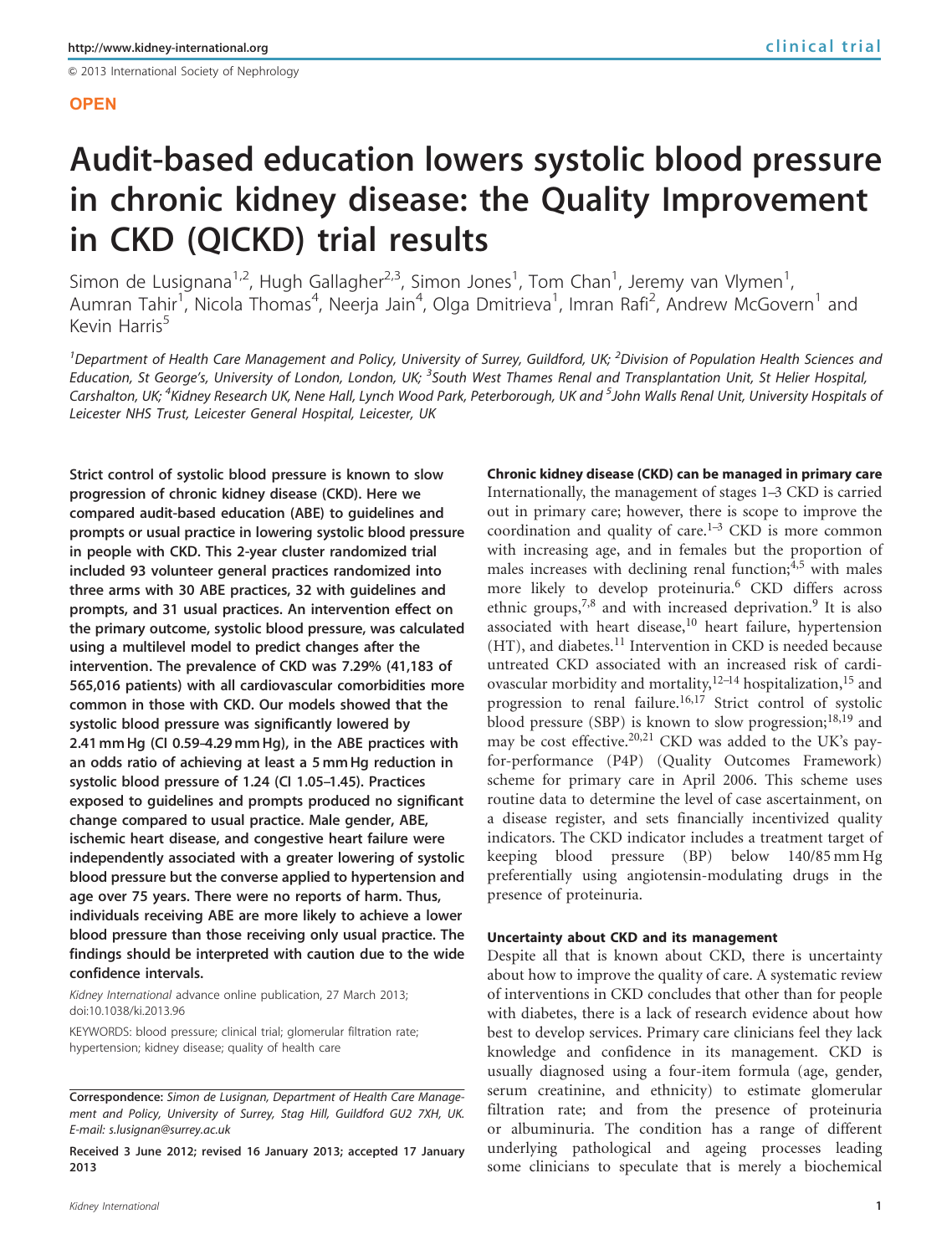OPEN

# Audit-based education lowers systolic blood pressure in chronic kidney disease: the Quality Improvement in CKD (QICKD) trial results

Simon de Lusignan[1,2], Hugh Gallagher[2,3], Simon Jones[1], Tom Chan[1], Jeremy van Vlymen[1], Aumran Tahir[1], Nicola Thomas[4], Neerja Jain[4], Olga Dmitrieva[1], Imran Rafi[2], Andrew McGovern[1] and Kevin Harris[5]

[1]Department of Health Care Management and Policy, University of Surrey, Guildford, UK; [2]Division of Population Health Sciences and Education, St George's, University of London, London, UK; [3]South West Thames Renal and Transplantation Unit, St Helier Hospital, Carshalton, UK; [4]Kidney Research UK, Nene Hall, Lynch Wood Park, Peterborough, UK and [5]John Walls Renal Unit, University Hospitals of Leicester NHS Trust, Leicester General Hospital, Leicester, UK

**Strict control of systolic blood pressure is known to slow progression of chronic kidney disease (CKD). Here we compared audit-based education (ABE) to guidelines and prompts or usual practice in lowering systolic blood pressure in people with CKD. This 2-year cluster randomized trial included 93 volunteer general practices randomized into three arms with 30 ABE practices, 32 with guidelines and prompts, and 31 usual practices. An intervention effect on the primary outcome, systolic blood pressure, was calculated using a multilevel model to predict changes after the intervention. The prevalence of CKD was 7.29% (41,183 of 565,016 patients) with all cardiovascular comorbidities more common in those with CKD. Our models showed that the systolic blood pressure was significantly lowered by 2.41 mm Hg (CI 0.59–4.29 mm Hg), in the ABE practices with an odds ratio of achieving at least a 5 mm Hg reduction in systolic blood pressure of 1.24 (CI 1.05–1.45). Practices exposed to guidelines and prompts produced no significant change compared to usual practice. Male gender, ABE, ischemic heart disease, and congestive heart failure were independently associated with a greater lowering of systolic blood pressure but the converse applied to hypertension and age over 75 years. There were no reports of harm. Thus, individuals receiving ABE are more likely to achieve a lower blood pressure than those receiving only usual practice. The findings should be interpreted with caution due to the wide confidence intervals.**

*Kidney International* advance online publication, 27 March 2013; doi:10.1038/ki.2013.96

KEYWORDS: blood pressure; clinical trial; glomerular filtration rate; hypertension; kidney disease; quality of health care

**Correspondence:** *Simon de Lusignan, Department of Health Care Management and Policy, University of Surrey, Stag Hill, Guildford GU2 7XH, UK. E-mail: s.lusignan@surrey.ac.uk*

**Received 3 June 2012; revised 16 January 2013; accepted 17 January 2013**

### Chronic kidney disease (CKD) can be managed in primary care

Internationally, the management of stages 1–3 CKD is carried out in primary care; however, there is scope to improve the coordination and quality of care.[1–3] CKD is more common with increasing age, and in females but the proportion of males increases with declining renal function;[4,5] with males more likely to develop proteinuria.[6] CKD differs across ethnic groups,[7,8] and with increased deprivation.[9] It is also associated with heart disease,[10] heart failure, hypertension (HT), and diabetes.[11] Intervention in CKD is needed because untreated CKD associated with an increased risk of cardiovascular morbidity and mortality,[12–14] hospitalization,[15] and progression to renal failure.[16,17] Strict control of systolic blood pressure (SBP) is known to slow progression;[18,19] and may be cost effective.[20,21] CKD was added to the UK's pay-for-performance (P4P) (Quality Outcomes Framework) scheme for primary care in April 2006. This scheme uses routine data to determine the level of case ascertainment, on a disease register, and sets financially incentivized quality indicators. The CKD indicator includes a treatment target of keeping blood pressure (BP) below 140/85 mm Hg preferentially using angiotensin-modulating drugs in the presence of proteinuria.

### Uncertainty about CKD and its management

Despite all that is known about CKD, there is uncertainty about how to improve the quality of care. A systematic review of interventions in CKD concludes that other than for people with diabetes, there is a lack of research evidence about how best to develop services. Primary care clinicians feel they lack knowledge and confidence in its management. CKD is usually diagnosed using a four-item formula (age, gender, serum creatinine, and ethnicity) to estimate glomerular filtration rate; and from the presence of proteinuria or albuminuria. The condition has a range of different underlying pathological and ageing processes leading some clinicians to speculate that is merely a biochemical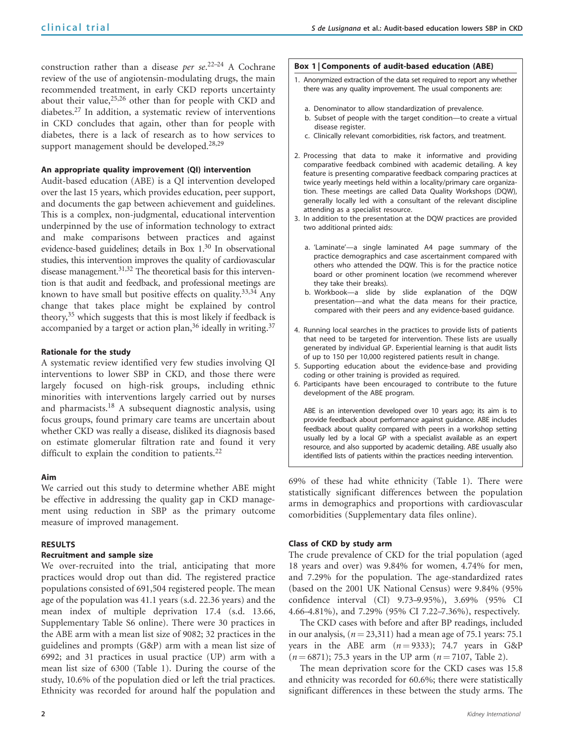construction rather than a disease *per se*.[22–24] A Cochrane review of the use of angiotensin-modulating drugs, the main recommended treatment, in early CKD reports uncertainty about their value,[25,26] other than for people with CKD and diabetes.[27] In addition, a systematic review of interventions in CKD concludes that again, other than for people with diabetes, there is a lack of research as to how services to support management should be developed.[28,29]

### An appropriate quality improvement (QI) intervention

Audit-based education (ABE) is a QI intervention developed over the last 15 years, which provides education, peer support, and documents the gap between achievement and guidelines. This is a complex, non-judgmental, educational intervention underpinned by the use of information technology to extract and make comparisons between practices and against evidence-based guidelines; details in Box 1.[30] In observational studies, this intervention improves the quality of cardiovascular disease management.[31,32] The theoretical basis for this intervention is that audit and feedback, and professional meetings are known to have small but positive effects on quality.[33,34] Any change that takes place might be explained by control theory,[35] which suggests that this is most likely if feedback is accompanied by a target or action plan,[36] ideally in writing.[37]

### Rationale for the study

A systematic review identified very few studies involving QI interventions to lower SBP in CKD, and those there were largely focused on high-risk groups, including ethnic minorities with interventions largely carried out by nurses and pharmacists.[18] A subsequent diagnostic analysis, using focus groups, found primary care teams are uncertain about whether CKD was really a disease, disliked its diagnosis based on estimate glomerular filtration rate and found it very difficult to explain the condition to patients.[22]

### Aim

We carried out this study to determine whether ABE might be effective in addressing the quality gap in CKD management using reduction in SBP as the primary outcome measure of improved management.

**Box 1 | Components of audit-based education (ABE)**

1. Anonymized extraction of the data set required to report any whether there was any quality improvement. The usual components are:
   a. Denominator to allow standardization of prevalence.
   b. Subset of people with the target condition—to create a virtual disease register.
   c. Clinically relevant comorbidities, risk factors, and treatment.
2. Processing that data to make it informative and providing comparative feedback combined with academic detailing. A key feature is presenting comparative feedback comparing practices at twice yearly meetings held within a locality/primary care organization. These meetings are called Data Quality Workshops (DQW), generally locally led with a consultant of the relevant discipline attending as a specialist resource.
3. In addition to the presentation at the DQW practices are provided two additional printed aids:
   a. 'Laminate'—a single laminated A4 page summary of the practice demographics and case ascertainment compared with others who attended the DQW. This is for the practice notice board or other prominent location (we recommend wherever they take their breaks).
   b. Workbook—a slide by slide explanation of the DQW presentation—and what the data means for their practice, compared with their peers and any evidence-based guidance.
4. Running local searches in the practices to provide lists of patients that need to be targeted for intervention. These lists are usually generated by individual GP. Experiential learning is that audit lists of up to 150 per 10,000 registered patients result in change.
5. Supporting education about the evidence-base and providing coding or other training is provided as required.
6. Participants have been encouraged to contribute to the future development of the ABE program.

ABE is an intervention developed over 10 years ago; its aim is to provide feedback about performance against guidance. ABE includes feedback about quality compared with peers in a workshop setting usually led by a local GP with a specialist available as an expert resource, and also supported by academic detailing. ABE usually also identified lists of patients within the practices needing intervention.

## RESULTS

### Recruitment and sample size

We over-recruited into the trial, anticipating that more practices would drop out than did. The registered practice populations consisted of 691,504 registered people. The mean age of the population was 41.1 years (s.d. 22.36 years) and the mean index of multiple deprivation 17.4 (s.d. 13.66, Supplementary Table S6 online). There were 30 practices in the ABE arm with a mean list size of 9082; 32 practices in the guidelines and prompts (G&P) arm with a mean list size of 6992; and 31 practices in usual practice (UP) arm with a mean list size of 6300 (Table 1). During the course of the study, 10.6% of the population died or left the trial practices. Ethnicity was recorded for around half the population and 69% of these had white ethnicity (Table 1). There were statistically significant differences between the population arms in demographics and proportions with cardiovascular comorbidities (Supplementary data files online).

### Class of CKD by study arm

The crude prevalence of CKD for the trial population (aged 18 years and over) was 9.84% for women, 4.74% for men, and 7.29% for the population. The age-standardized rates (based on the 2001 UK National Census) were 9.84% (95% confidence interval (CI) 9.73–9.95%), 3.69% (95% CI 4.66–4.81%), and 7.29% (95% CI 7.22–7.36%), respectively.

The CKD cases with before and after BP readings, included in our analysis, ($n = 23{,}311$) had a mean age of 75.1 years: 75.1 years in the ABE arm ($n = 9333$); 74.7 years in G&P ($n = 6871$); 75.3 years in the UP arm ($n = 7107$, Table 2).

The mean deprivation score for the CKD cases was 15.8 and ethnicity was recorded for 60.6%; there were statistically significant differences in these between the study arms. The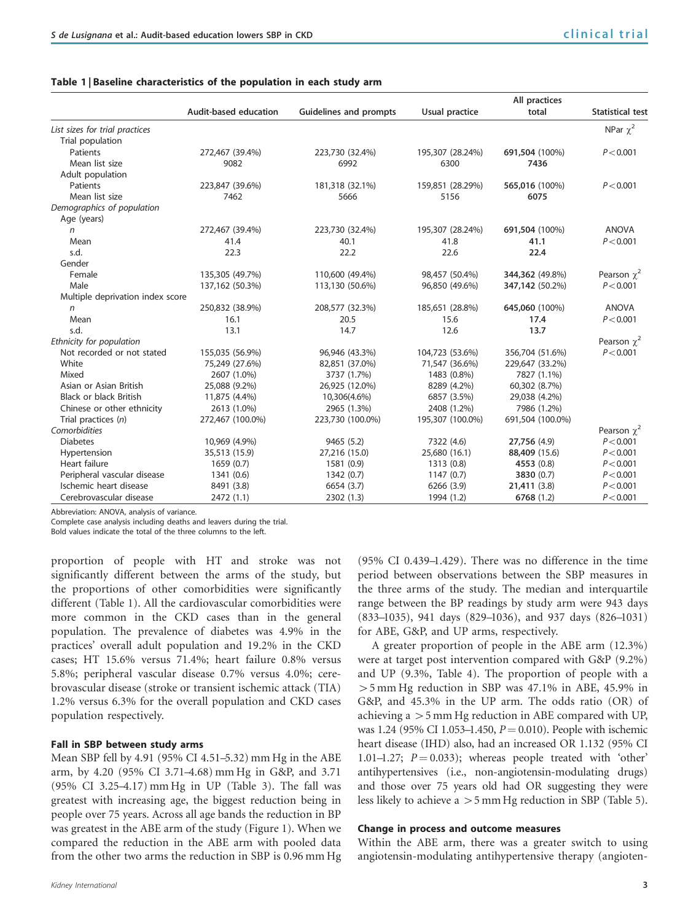**Table 1 | Baseline characteristics of the population in each study arm**

| | Audit-based education | Guidelines and prompts | Usual practice | All practices total | Statistical test |
|---|---|---|---|---|---|
| *List sizes for trial practices* | | | | | NPar $\chi^2$ |
| Trial population | | | | | |
| Patients | 272,467 (39.4%) | 223,730 (32.4%) | 195,307 (28.24%) | **691,504** (100%) | $P<0.001$ |
| Mean list size | 9082 | 6992 | 6300 | **7436** | |
| Adult population | | | | | |
| Patients | 223,847 (39.6%) | 181,318 (32.1%) | 159,851 (28.29%) | **565,016** (100%) | $P<0.001$ |
| Mean list size | 7462 | 5666 | 5156 | **6075** | |
| *Demographics of population* | | | | | |
| Age (years) | | | | | |
| *n* | 272,467 (39.4%) | 223,730 (32.4%) | 195,307 (28.24%) | **691,504** (100%) | ANOVA |
| Mean | 41.4 | 40.1 | 41.8 | **41.1** | $P<0.001$ |
| s.d. | 22.3 | 22.2 | 22.6 | **22.4** | |
| Gender | | | | | |
| Female | 135,305 (49.7%) | 110,600 (49.4%) | 98,457 (50.4%) | **344,362** (49.8%) | Pearson $\chi^2$ |
| Male | 137,162 (50.3%) | 113,130 (50.6%) | 96,850 (49.6%) | **347,142** (50.2%) | $P<0.001$ |
| Multiple deprivation index score | | | | | |
| *n* | 250,832 (38.9%) | 208,577 (32.3%) | 185,651 (28.8%) | **645,060** (100%) | ANOVA |
| Mean | 16.1 | 20.5 | 15.6 | **17.4** | $P<0.001$ |
| s.d. | 13.1 | 14.7 | 12.6 | **13.7** | |
| *Ethnicity for population* | | | | | Pearson $\chi^2$ |
| Not recorded or not stated | 155,035 (56.9%) | 96,946 (43.3%) | 104,723 (53.6%) | 356,704 (51.6%) | $P<0.001$ |
| White | 75,249 (27.6%) | 82,851 (37.0%) | 71,547 (36.6%) | 229,647 (33.2%) | |
| Mixed | 2607 (1.0%) | 3737 (1.7%) | 1483 (0.8%) | 7827 (1.1%) | |
| Asian or Asian British | 25,088 (9.2%) | 26,925 (12.0%) | 8289 (4.2%) | 60,302 (8.7%) | |
| Black or black British | 11,875 (4.4%) | 10,306(4.6%) | 6857 (3.5%) | 29,038 (4.2%) | |
| Chinese or other ethnicity | 2613 (1.0%) | 2965 (1.3%) | 2408 (1.2%) | 7986 (1.2%) | |
| Trial practices (*n*) | 272,467 (100.0%) | 223,730 (100.0%) | 195,307 (100.0%) | 691,504 (100.0%) | |
| *Comorbidities* | | | | | Pearson $\chi^2$ |
| Diabetes | 10,969 (4.9%) | 9465 (5.2) | 7322 (4.6) | **27,756** (4.9) | $P<0.001$ |
| Hypertension | 35,513 (15.9) | 27,216 (15.0) | 25,680 (16.1) | **88,409** (15.6) | $P<0.001$ |
| Heart failure | 1659 (0.7) | 1581 (0.9) | 1313 (0.8) | **4553** (0.8) | $P<0.001$ |
| Peripheral vascular disease | 1341 (0.6) | 1342 (0.7) | 1147 (0.7) | **3830** (0.7) | $P<0.001$ |
| Ischemic heart disease | 8491 (3.8) | 6654 (3.7) | 6266 (3.9) | **21,411** (3.8) | $P<0.001$ |
| Cerebrovascular disease | 2472 (1.1) | 2302 (1.3) | 1994 (1.2) | **6768** (1.2) | $P<0.001$ |

Abbreviation: ANOVA, analysis of variance.
Complete case analysis including deaths and leavers during the trial.
Bold values indicate the total of the three columns to the left.

proportion of people with HT and stroke was not significantly different between the arms of the study, but the proportions of other comorbidities were significantly different (Table 1). All the cardiovascular comorbidities were more common in the CKD cases than in the general population. The prevalence of diabetes was 4.9% in the practices' overall adult population and 19.2% in the CKD cases; HT 15.6% versus 71.4%; heart failure 0.8% versus 5.8%; peripheral vascular disease 0.7% versus 4.0%; cerebrovascular disease (stroke or transient ischemic attack (TIA) 1.2% versus 6.3% for the overall population and CKD cases population respectively.

### Fall in SBP between study arms

Mean SBP fell by 4.91 (95% CI 4.51–5.32) mm Hg in the ABE arm, by 4.20 (95% CI 3.71–4.68) mm Hg in G&P, and 3.71 (95% CI 3.25–4.17) mm Hg in UP (Table 3). The fall was greatest with increasing age, the biggest reduction being in people over 75 years. Across all age bands the reduction in BP was greatest in the ABE arm of the study (Figure 1). When we compared the reduction in the ABE arm with pooled data from the other two arms the reduction in SBP is 0.96 mm Hg (95% CI 0.439–1.429). There was no difference in the time period between observations between the SBP measures in the three arms of the study. The median and interquartile range between the BP readings by study arm were 943 days (833–1035), 941 days (829–1036), and 937 days (826–1031) for ABE, G&P, and UP arms, respectively.

A greater proportion of people in the ABE arm (12.3%) were at target post intervention compared with G&P (9.2%) and UP (9.3%, Table 4). The proportion of people with a $>5$ mm Hg reduction in SBP was 47.1% in ABE, 45.9% in G&P, and 45.3% in the UP arm. The odds ratio (OR) of achieving a $>5$ mm Hg reduction in ABE compared with UP, was 1.24 (95% CI 1.053–1.450, $P=0.010$). People with ischemic heart disease (IHD) also, had an increased OR 1.132 (95% CI 1.01–1.27; $P=0.033$); whereas people treated with 'other' antihypertensives (i.e., non-angiotensin-modulating drugs) and those over 75 years old had OR suggesting they were less likely to achieve a $>5$ mm Hg reduction in SBP (Table 5).

### Change in process and outcome measures

Within the ABE arm, there was a greater switch to using angiotensin-modulating antihypertensive therapy (angioten-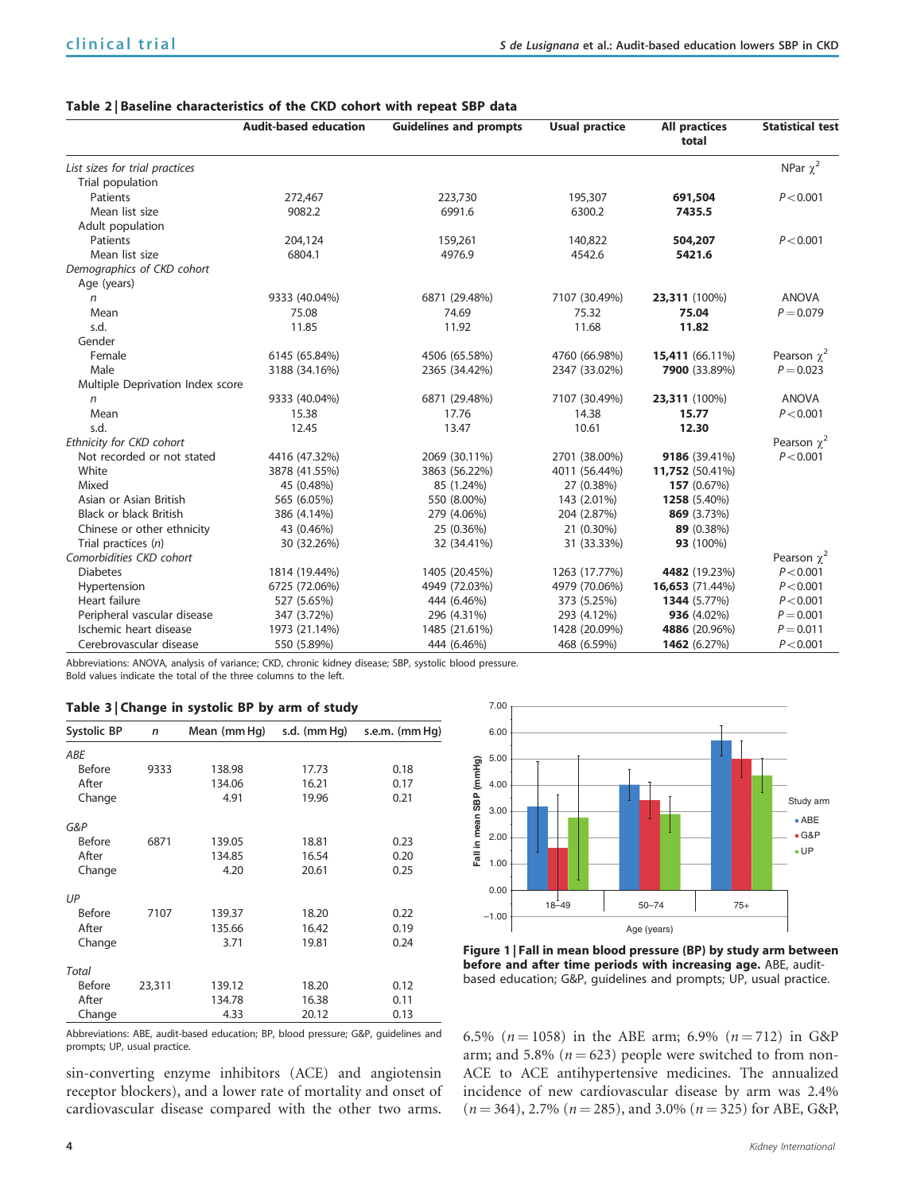**Table 2 | Baseline characteristics of the CKD cohort with repeat SBP data**

| | Audit-based education | Guidelines and prompts | Usual practice | All practices total | Statistical test |
|---|---|---|---|---|---|
| *List sizes for trial practices* | | | | | NPar $\chi^2$ |
| Trial population | | | | | |
| Patients | 272,467 | 223,730 | 195,307 | **691,504** | $P<0.001$ |
| Mean list size | 9082.2 | 6991.6 | 6300.2 | **7435.5** | |
| Adult population | | | | | |
| Patients | 204,124 | 159,261 | 140,822 | **504,207** | $P<0.001$ |
| Mean list size | 6804.1 | 4976.9 | 4542.6 | **5421.6** | |
| *Demographics of CKD cohort* | | | | | |
| Age (years) | | | | | |
| *n* | 9333 (40.04%) | 6871 (29.48%) | 7107 (30.49%) | **23,311** (100%) | ANOVA |
| Mean | 75.08 | 74.69 | 75.32 | **75.04** | $P=0.079$ |
| s.d. | 11.85 | 11.92 | 11.68 | **11.82** | |
| Gender | | | | | |
| Female | 6145 (65.84%) | 4506 (65.58%) | 4760 (66.98%) | **15,411** (66.11%) | Pearson $\chi^2$ |
| Male | 3188 (34.16%) | 2365 (34.42%) | 2347 (33.02%) | **7900** (33.89%) | $P=0.023$ |
| Multiple Deprivation Index score | | | | | |
| *n* | 9333 (40.04%) | 6871 (29.48%) | 7107 (30.49%) | **23,311** (100%) | ANOVA |
| Mean | 15.38 | 17.76 | 14.38 | **15.77** | $P<0.001$ |
| s.d. | 12.45 | 13.47 | 10.61 | **12.30** | |
| *Ethnicity for CKD cohort* | | | | | Pearson $\chi^2$ |
| Not recorded or not stated | 4416 (47.32%) | 2069 (30.11%) | 2701 (38.00%) | **9186** (39.41%) | $P<0.001$ |
| White | 3878 (41.55%) | 3863 (56.22%) | 4011 (56.44%) | **11,752** (50.41%) | |
| Mixed | 45 (0.48%) | 85 (1.24%) | 27 (0.38%) | **157** (0.67%) | |
| Asian or Asian British | 565 (6.05%) | 550 (8.00%) | 143 (2.01%) | **1258** (5.40%) | |
| Black or black British | 386 (4.14%) | 279 (4.06%) | 204 (2.87%) | **869** (3.73%) | |
| Chinese or other ethnicity | 43 (0.46%) | 25 (0.36%) | 21 (0.30%) | **89** (0.38%) | |
| Trial practices (*n*) | 30 (32.26%) | 32 (34.41%) | 31 (33.33%) | **93** (100%) | |
| *Comorbidities CKD cohort* | | | | | Pearson $\chi^2$ |
| Diabetes | 1814 (19.44%) | 1405 (20.45%) | 1263 (17.77%) | **4482** (19.23%) | $P<0.001$ |
| Hypertension | 6725 (72.06%) | 4949 (72.03%) | 4979 (70.06%) | **16,653** (71.44%) | $P<0.001$ |
| Heart failure | 527 (5.65%) | 444 (6.46%) | 373 (5.25%) | **1344** (5.77%) | $P<0.001$ |
| Peripheral vascular disease | 347 (3.72%) | 296 (4.31%) | 293 (4.12%) | **936** (4.02%) | $P=0.001$ |
| Ischemic heart disease | 1973 (21.14%) | 1485 (21.61%) | 1428 (20.09%) | **4886** (20.96%) | $P=0.011$ |
| Cerebrovascular disease | 550 (5.89%) | 444 (6.46%) | 468 (6.59%) | **1462** (6.27%) | $P<0.001$ |

Abbreviations: ANOVA, analysis of variance; CKD, chronic kidney disease; SBP, systolic blood pressure.
Bold values indicate the total of the three columns to the left.

**Table 3 | Change in systolic BP by arm of study**

| Systolic BP | *n* | Mean (mm Hg) | s.d. (mm Hg) | s.e.m. (mm Hg) |
|---|---|---|---|---|
| *ABE* | | | | |
| Before | 9333 | 138.98 | 17.73 | 0.18 |
| After | | 134.06 | 16.21 | 0.17 |
| Change | | 4.91 | 19.96 | 0.21 |
| *G&P* | | | | |
| Before | 6871 | 139.05 | 18.81 | 0.23 |
| After | | 134.85 | 16.54 | 0.20 |
| Change | | 4.20 | 20.61 | 0.25 |
| *UP* | | | | |
| Before | 7107 | 139.37 | 18.20 | 0.22 |
| After | | 135.66 | 16.42 | 0.19 |
| Change | | 3.71 | 19.81 | 0.24 |
| *Total* | | | | |
| Before | 23,311 | 139.12 | 18.20 | 0.12 |
| After | | 134.78 | 16.38 | 0.11 |
| Change | | 4.33 | 20.12 | 0.13 |

Abbreviations: ABE, audit-based education; BP, blood pressure; G&P, guidelines and prompts; UP, usual practice.

**Figure 1 | Fall in mean blood pressure (BP) by study arm between before and after time periods with increasing age.** ABE, audit-based education; G&P, guidelines and prompts; UP, usual practice.

sin-converting enzyme inhibitors (ACE) and angiotensin receptor blockers), and a lower rate of mortality and onset of cardiovascular disease compared with the other two arms. 6.5% ($n=1058$) in the ABE arm; 6.9% ($n=712$) in G&P arm; and 5.8% ($n=623$) people were switched to from non-ACE to ACE antihypertensive medicines. The annualized incidence of new cardiovascular disease by arm was 2.4% ($n=364$), 2.7% ($n=285$), and 3.0% ($n=325$) for ABE, G&P,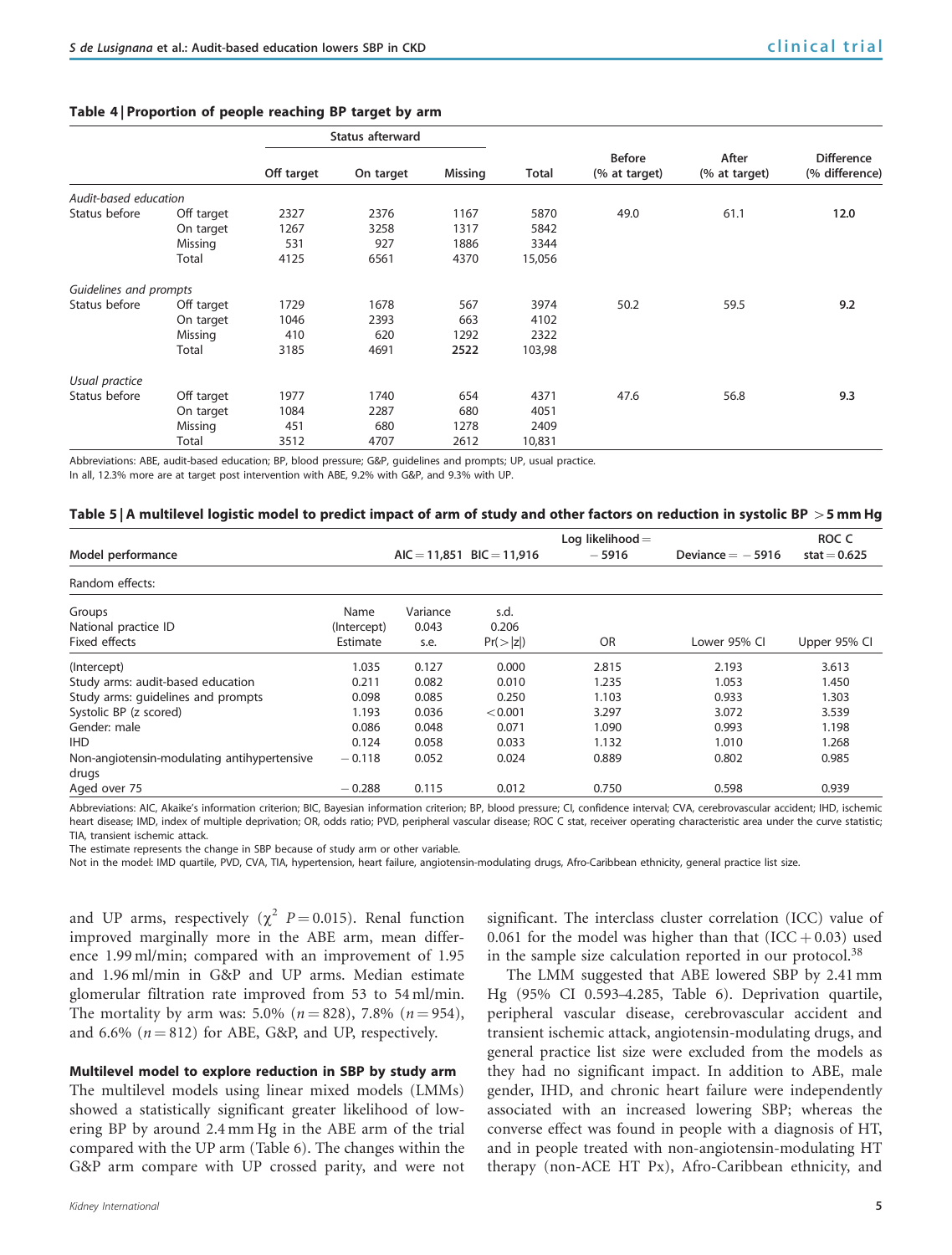**Table 4 | Proportion of people reaching BP target by arm**

| | | Status afterward | | | | | | |
|---|---|---|---|---|---|---|---|---|
| | | Off target | On target | Missing | Total | Before (% at target) | After (% at target) | Difference (% difference) |
| *Audit-based education* | | | | | | | | |
| Status before | Off target | 2327 | 2376 | 1167 | 5870 | 49.0 | 61.1 | **12.0** |
| | On target | 1267 | 3258 | 1317 | 5842 | | | |
| | Missing | 531 | 927 | 1886 | 3344 | | | |
| | Total | 4125 | 6561 | 4370 | 15,056 | | | |
| *Guidelines and prompts* | | | | | | | | |
| Status before | Off target | 1729 | 1678 | 567 | 3974 | 50.2 | 59.5 | **9.2** |
| | On target | 1046 | 2393 | 663 | 4102 | | | |
| | Missing | 410 | 620 | 1292 | 2322 | | | |
| | Total | 3185 | 4691 | **2522** | 103,98 | | | |
| *Usual practice* | | | | | | | | |
| Status before | Off target | 1977 | 1740 | 654 | 4371 | 47.6 | 56.8 | **9.3** |
| | On target | 1084 | 2287 | 680 | 4051 | | | |
| | Missing | 451 | 680 | 1278 | 2409 | | | |
| | Total | 3512 | 4707 | 2612 | 10,831 | | | |

Abbreviations: ABE, audit-based education; BP, blood pressure; G&P, guidelines and prompts; UP, usual practice.
In all, 12.3% more are at target post intervention with ABE, 9.2% with G&P, and 9.3% with UP.

**Table 5 | A multilevel logistic model to predict impact of arm of study and other factors on reduction in systolic BP >5 mm Hg**

| Model performance | | AIC = 11,851 | BIC = 11,916 | Log likelihood = −5916 | Deviance = −5916 | ROC C stat = 0.625 |
|---|---|---|---|---|---|---|
| Random effects: | | | | | | |
| Groups | Name | Variance | s.d. | | | |
| National practice ID | (Intercept) | 0.043 | 0.206 | | | |
| Fixed effects | Estimate | s.e. | Pr(>\|z\|) | OR | Lower 95% CI | Upper 95% CI |
| (Intercept) | 1.035 | 0.127 | 0.000 | 2.815 | 2.193 | 3.613 |
| Study arms: audit-based education | 0.211 | 0.082 | 0.010 | 1.235 | 1.053 | 1.450 |
| Study arms: guidelines and prompts | 0.098 | 0.085 | 0.250 | 1.103 | 0.933 | 1.303 |
| Systolic BP (z scored) | 1.193 | 0.036 | <0.001 | 3.297 | 3.072 | 3.539 |
| Gender: male | 0.086 | 0.048 | 0.071 | 1.090 | 0.993 | 1.198 |
| IHD | 0.124 | 0.058 | 0.033 | 1.132 | 1.010 | 1.268 |
| Non-angiotensin-modulating antihypertensive drugs | −0.118 | 0.052 | 0.024 | 0.889 | 0.802 | 0.985 |
| Aged over 75 | −0.288 | 0.115 | 0.012 | 0.750 | 0.598 | 0.939 |

Abbreviations: AIC, Akaike's information criterion; BIC, Bayesian information criterion; BP, blood pressure; CI, confidence interval; CVA, cerebrovascular accident; IHD, ischemic heart disease; IMD, index of multiple deprivation; OR, odds ratio; PVD, peripheral vascular disease; ROC C stat, receiver operating characteristic area under the curve statistic; TIA, transient ischemic attack.
The estimate represents the change in SBP because of study arm or other variable.
Not in the model: IMD quartile, PVD, CVA, TIA, hypertension, heart failure, angiotensin-modulating drugs, Afro-Caribbean ethnicity, general practice list size.

and UP arms, respectively ($\chi^2$ $P=0.015$). Renal function improved marginally more in the ABE arm, mean difference 1.99 ml/min; compared with an improvement of 1.95 and 1.96 ml/min in G&P and UP arms. Median estimate glomerular filtration rate improved from 53 to 54 ml/min. The mortality by arm was: 5.0% ($n=828$), 7.8% ($n=954$), and 6.6% ($n=812$) for ABE, G&P, and UP, respectively.

### Multilevel model to explore reduction in SBP by study arm

The multilevel models using linear mixed models (LMMs) showed a statistically significant greater likelihood of lowering BP by around 2.4 mm Hg in the ABE arm of the trial compared with the UP arm (Table 6). The changes within the G&P arm compare with UP crossed parity, and were not significant. The interclass cluster correlation (ICC) value of 0.061 for the model was higher than that (ICC + 0.03) used in the sample size calculation reported in our protocol.[38]

The LMM suggested that ABE lowered SBP by 2.41 mm Hg (95% CI 0.593–4.285, Table 6). Deprivation quartile, peripheral vascular disease, cerebrovascular accident and transient ischemic attack, angiotensin-modulating drugs, and general practice list size were excluded from the models as they had no significant impact. In addition to ABE, male gender, IHD, and chronic heart failure were independently associated with an increased lowering SBP; whereas the converse effect was found in people with a diagnosis of HT, and in people treated with non-angiotensin-modulating HT therapy (non-ACE HT Px), Afro-Caribbean ethnicity, and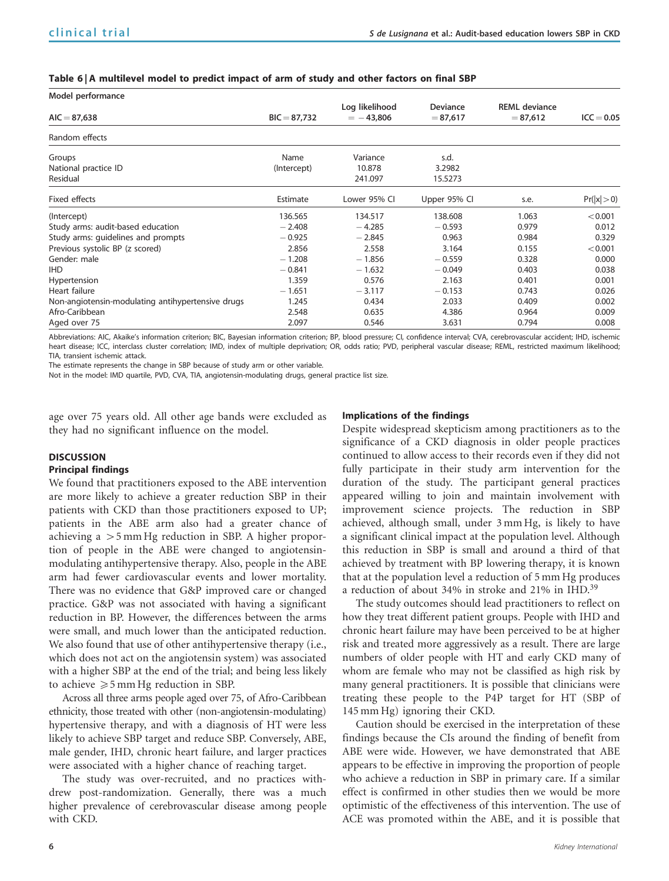**Table 6 | A multilevel model to predict impact of arm of study and other factors on final SBP**

| Model performance | | | | | |
|---|---|---|---|---|---|
| AIC = 87,638 | BIC = 87,732 | Log likelihood = −43,806 | Deviance = 87,617 | REML deviance = 87,612 | ICC = 0.05 |
| **Random effects** | | | | | |
| Groups | Name | Variance | s.d. | | |
| National practice ID | (Intercept) | 10.878 | 3.2982 | | |
| Residual | | 241.097 | 15.5273 | | |
| **Fixed effects** | Estimate | Lower 95% CI | Upper 95% CI | s.e. | Pr(\|x\|>0) |
| (Intercept) | 136.565 | 134.517 | 138.608 | 1.063 | <0.001 |
| Study arms: audit-based education | −2.408 | −4.285 | −0.593 | 0.979 | 0.012 |
| Study arms: guidelines and prompts | −0.925 | −2.845 | 0.963 | 0.984 | 0.329 |
| Previous systolic BP (z scored) | 2.856 | 2.558 | 3.164 | 0.155 | <0.001 |
| Gender: male | −1.208 | −1.856 | −0.559 | 0.328 | 0.000 |
| IHD | −0.841 | −1.632 | −0.049 | 0.403 | 0.038 |
| Hypertension | 1.359 | 0.576 | 2.163 | 0.401 | 0.001 |
| Heart failure | −1.651 | −3.117 | −0.153 | 0.743 | 0.026 |
| Non-angiotensin-modulating antihypertensive drugs | 1.245 | 0.434 | 2.033 | 0.409 | 0.002 |
| Afro-Caribbean | 2.548 | 0.635 | 4.386 | 0.964 | 0.009 |
| Aged over 75 | 2.097 | 0.546 | 3.631 | 0.794 | 0.008 |

Abbreviations: AIC, Akaike's information criterion; BIC, Bayesian information criterion; BP, blood pressure; CI, confidence interval; CVA, cerebrovascular accident; IHD, ischemic heart disease; ICC, interclass cluster correlation; IMD, index of multiple deprivation; OR, odds ratio; PVD, peripheral vascular disease; REML, restricted maximum likelihood; TIA, transient ischemic attack.

The estimate represents the change in SBP because of study arm or other variable.

Not in the model: IMD quartile, PVD, CVA, TIA, angiotensin-modulating drugs, general practice list size.

age over 75 years old. All other age bands were excluded as they had no significant influence on the model.

## DISCUSSION

### Principal findings

We found that practitioners exposed to the ABE intervention are more likely to achieve a greater reduction SBP in their patients with CKD than those practitioners exposed to UP; patients in the ABE arm also had a greater chance of achieving a >5 mm Hg reduction in SBP. A higher proportion of people in the ABE were changed to angiotensin-modulating antihypertensive therapy. Also, people in the ABE arm had fewer cardiovascular events and lower mortality. There was no evidence that G&P improved care or changed practice. G&P was not associated with having a significant reduction in BP. However, the differences between the arms were small, and much lower than the anticipated reduction. We also found that use of other antihypertensive therapy (i.e., which does not act on the angiotensin system) was associated with a higher SBP at the end of the trial; and being less likely to achieve ⩾5 mm Hg reduction in SBP.

Across all three arms people aged over 75, of Afro-Caribbean ethnicity, those treated with other (non-angiotensin-modulating) hypertensive therapy, and with a diagnosis of HT were less likely to achieve SBP target and reduce SBP. Conversely, ABE, male gender, IHD, chronic heart failure, and larger practices were associated with a higher chance of reaching target.

The study was over-recruited, and no practices withdrew post-randomization. Generally, there was a much higher prevalence of cerebrovascular disease among people with CKD.

### Implications of the findings

Despite widespread skepticism among practitioners as to the significance of a CKD diagnosis in older people practices continued to allow access to their records even if they did not fully participate in their study arm intervention for the duration of the study. The participant general practices appeared willing to join and maintain involvement with improvement science projects. The reduction in SBP achieved, although small, under 3 mm Hg, is likely to have a significant clinical impact at the population level. Although this reduction in SBP is small and around a third of that achieved by treatment with BP lowering therapy, it is known that at the population level a reduction of 5 mm Hg produces a reduction of about 34% in stroke and 21% in IHD.[39]

The study outcomes should lead practitioners to reflect on how they treat different patient groups. People with IHD and chronic heart failure may have been perceived to be at higher risk and treated more aggressively as a result. There are large numbers of older people with HT and early CKD many of whom are female who may not be classified as high risk by many general practitioners. It is possible that clinicians were treating these people to the P4P target for HT (SBP of 145 mm Hg) ignoring their CKD.

Caution should be exercised in the interpretation of these findings because the CIs around the finding of benefit from ABE were wide. However, we have demonstrated that ABE appears to be effective in improving the proportion of people who achieve a reduction in SBP in primary care. If a similar effect is confirmed in other studies then we would be more optimistic of the effectiveness of this intervention. The use of ACE was promoted within the ABE, and it is possible that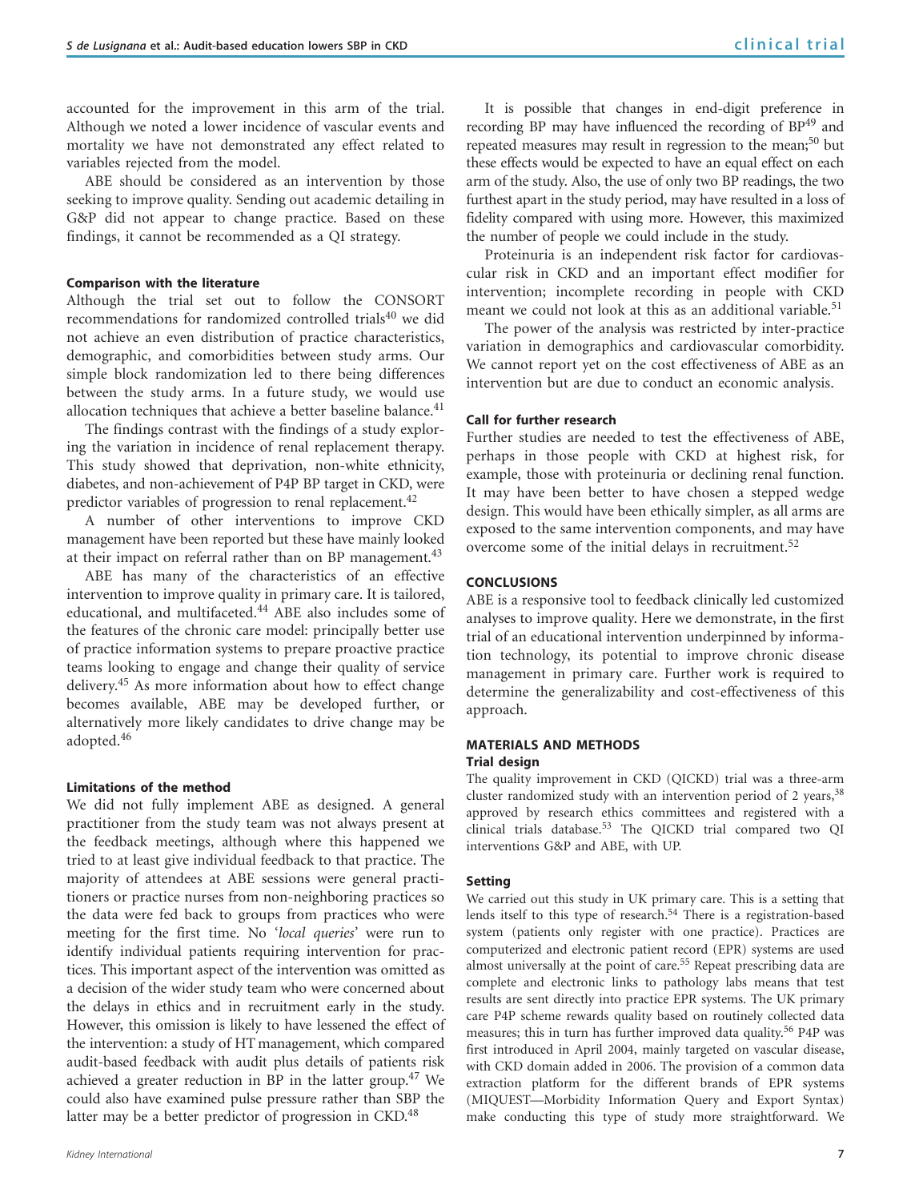accounted for the improvement in this arm of the trial. Although we noted a lower incidence of vascular events and mortality we have not demonstrated any effect related to variables rejected from the model.

ABE should be considered as an intervention by those seeking to improve quality. Sending out academic detailing in G&P did not appear to change practice. Based on these findings, it cannot be recommended as a QI strategy.

### Comparison with the literature

Although the trial set out to follow the CONSORT recommendations for randomized controlled trials[40] we did not achieve an even distribution of practice characteristics, demographic, and comorbidities between study arms. Our simple block randomization led to there being differences between the study arms. In a future study, we would use allocation techniques that achieve a better baseline balance.[41]

The findings contrast with the findings of a study exploring the variation in incidence of renal replacement therapy. This study showed that deprivation, non-white ethnicity, diabetes, and non-achievement of P4P BP target in CKD, were predictor variables of progression to renal replacement.[42]

A number of other interventions to improve CKD management have been reported but these have mainly looked at their impact on referral rather than on BP management.[43]

ABE has many of the characteristics of an effective intervention to improve quality in primary care. It is tailored, educational, and multifaceted.[44] ABE also includes some of the features of the chronic care model: principally better use of practice information systems to prepare proactive practice teams looking to engage and change their quality of service delivery.[45] As more information about how to effect change becomes available, ABE may be developed further, or alternatively more likely candidates to drive change may be adopted.[46]

### Limitations of the method

We did not fully implement ABE as designed. A general practitioner from the study team was not always present at the feedback meetings, although where this happened we tried to at least give individual feedback to that practice. The majority of attendees at ABE sessions were general practitioners or practice nurses from non-neighboring practices so the data were fed back to groups from practices who were meeting for the first time. No '*local queries*' were run to identify individual patients requiring intervention for practices. This important aspect of the intervention was omitted as a decision of the wider study team who were concerned about the delays in ethics and in recruitment early in the study. However, this omission is likely to have lessened the effect of the intervention: a study of HT management, which compared audit-based feedback with audit plus details of patients risk achieved a greater reduction in BP in the latter group.[47] We could also have examined pulse pressure rather than SBP the latter may be a better predictor of progression in CKD.[48]

It is possible that changes in end-digit preference in recording BP may have influenced the recording of BP[49] and repeated measures may result in regression to the mean;[50] but these effects would be expected to have an equal effect on each arm of the study. Also, the use of only two BP readings, the two furthest apart in the study period, may have resulted in a loss of fidelity compared with using more. However, this maximized the number of people we could include in the study.

Proteinuria is an independent risk factor for cardiovascular risk in CKD and an important effect modifier for intervention; incomplete recording in people with CKD meant we could not look at this as an additional variable.[51]

The power of the analysis was restricted by inter-practice variation in demographics and cardiovascular comorbidity. We cannot report yet on the cost effectiveness of ABE as an intervention but are due to conduct an economic analysis.

### Call for further research

Further studies are needed to test the effectiveness of ABE, perhaps in those people with CKD at highest risk, for example, those with proteinuria or declining renal function. It may have been better to have chosen a stepped wedge design. This would have been ethically simpler, as all arms are exposed to the same intervention components, and may have overcome some of the initial delays in recruitment.[52]

## CONCLUSIONS

ABE is a responsive tool to feedback clinically led customized analyses to improve quality. Here we demonstrate, in the first trial of an educational intervention underpinned by information technology, its potential to improve chronic disease management in primary care. Further work is required to determine the generalizability and cost-effectiveness of this approach.

## MATERIALS AND METHODS

### Trial design

The quality improvement in CKD (QICKD) trial was a three-arm cluster randomized study with an intervention period of 2 years,[38] approved by research ethics committees and registered with a clinical trials database.[53] The QICKD trial compared two QI interventions G&P and ABE, with UP.

### Setting

We carried out this study in UK primary care. This is a setting that lends itself to this type of research.[54] There is a registration-based system (patients only register with one practice). Practices are computerized and electronic patient record (EPR) systems are used almost universally at the point of care.[55] Repeat prescribing data are complete and electronic links to pathology labs means that test results are sent directly into practice EPR systems. The UK primary care P4P scheme rewards quality based on routinely collected data measures; this in turn has further improved data quality.[56] P4P was first introduced in April 2004, mainly targeted on vascular disease, with CKD domain added in 2006. The provision of a common data extraction platform for the different brands of EPR systems (MIQUEST—Morbidity Information Query and Export Syntax) make conducting this type of study more straightforward. We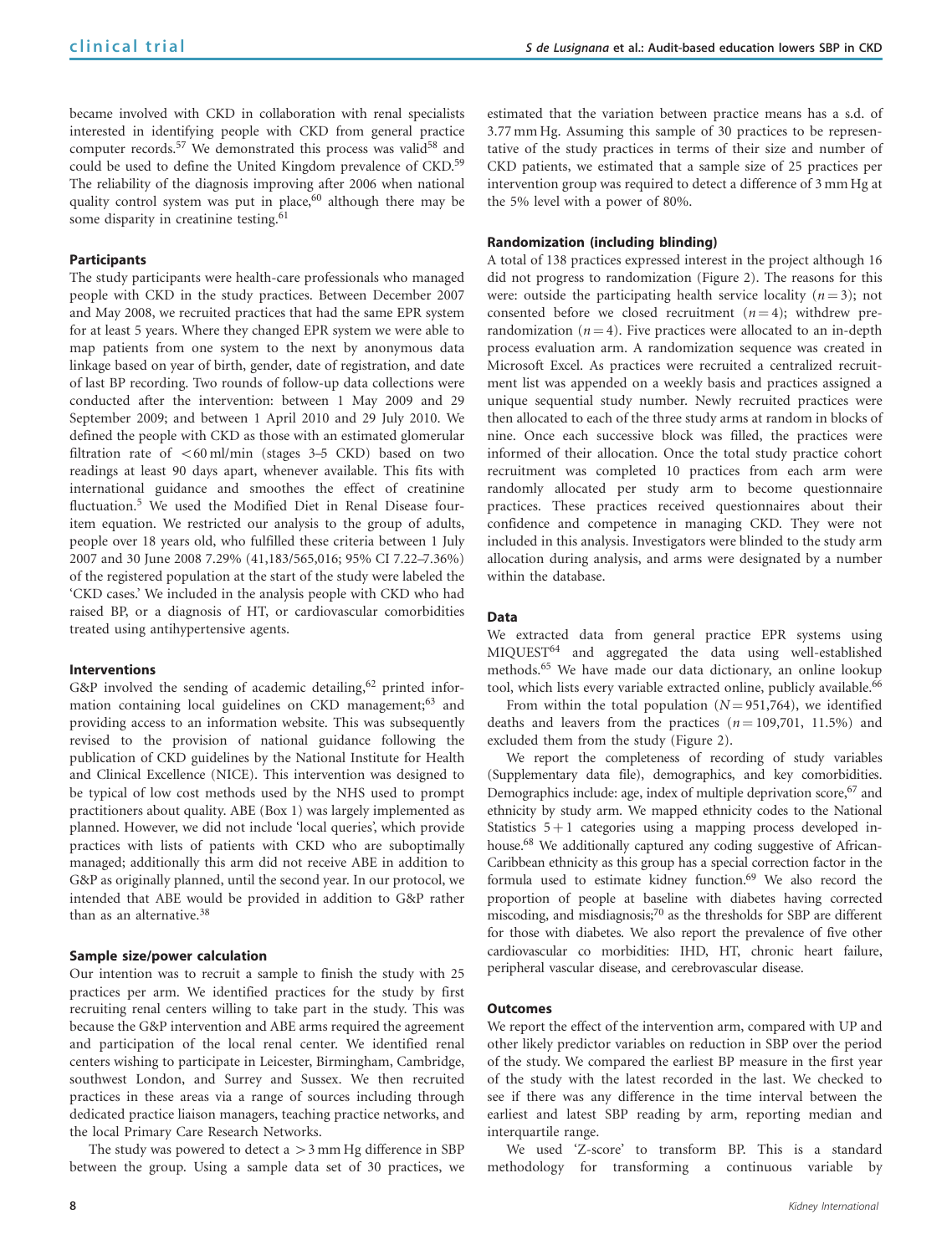became involved with CKD in collaboration with renal specialists interested in identifying people with CKD from general practice computer records.[57] We demonstrated this process was valid[58] and could be used to define the United Kingdom prevalence of CKD.[59] The reliability of the diagnosis improving after 2006 when national quality control system was put in place,[60] although there may be some disparity in creatinine testing.[61]

### Participants

The study participants were health-care professionals who managed people with CKD in the study practices. Between December 2007 and May 2008, we recruited practices that had the same EPR system for at least 5 years. Where they changed EPR system we were able to map patients from one system to the next by anonymous data linkage based on year of birth, gender, date of registration, and date of last BP recording. Two rounds of follow-up data collections were conducted after the intervention: between 1 May 2009 and 29 September 2009; and between 1 April 2010 and 29 July 2010. We defined the people with CKD as those with an estimated glomerular filtration rate of <60 ml/min (stages 3–5 CKD) based on two readings at least 90 days apart, whenever available. This fits with international guidance and smoothes the effect of creatinine fluctuation.[5] We used the Modified Diet in Renal Disease four-item equation. We restricted our analysis to the group of adults, people over 18 years old, who fulfilled these criteria between 1 July 2007 and 30 June 2008 7.29% (41,183/565,016; 95% CI 7.22–7.36%) of the registered population at the start of the study were labeled the 'CKD cases.' We included in the analysis people with CKD who had raised BP, or a diagnosis of HT, or cardiovascular comorbidities treated using antihypertensive agents.

### Interventions

G&P involved the sending of academic detailing,[62] printed information containing local guidelines on CKD management;[63] and providing access to an information website. This was subsequently revised to the provision of national guidance following the publication of CKD guidelines by the National Institute for Health and Clinical Excellence (NICE). This intervention was designed to be typical of low cost methods used by the NHS used to prompt practitioners about quality. ABE (Box 1) was largely implemented as planned. However, we did not include 'local queries', which provide practices with lists of patients with CKD who are suboptimally managed; additionally this arm did not receive ABE in addition to G&P as originally planned, until the second year. In our protocol, we intended that ABE would be provided in addition to G&P rather than as an alternative.[38]

### Sample size/power calculation

Our intention was to recruit a sample to finish the study with 25 practices per arm. We identified practices for the study by first recruiting renal centers willing to take part in the study. This was because the G&P intervention and ABE arms required the agreement and participation of the local renal center. We identified renal centers wishing to participate in Leicester, Birmingham, Cambridge, southwest London, and Surrey and Sussex. We then recruited practices in these areas via a range of sources including through dedicated practice liaison managers, teaching practice networks, and the local Primary Care Research Networks.

The study was powered to detect a >3 mm Hg difference in SBP between the group. Using a sample data set of 30 practices, we estimated that the variation between practice means has a s.d. of 3.77 mm Hg. Assuming this sample of 30 practices to be representative of the study practices in terms of their size and number of CKD patients, we estimated that a sample size of 25 practices per intervention group was required to detect a difference of 3 mm Hg at the 5% level with a power of 80%.

### Randomization (including blinding)

A total of 138 practices expressed interest in the project although 16 did not progress to randomization (Figure 2). The reasons for this were: outside the participating health service locality ($n = 3$); not consented before we closed recruitment ($n = 4$); withdrew pre-randomization ($n = 4$). Five practices were allocated to an in-depth process evaluation arm. A randomization sequence was created in Microsoft Excel. As practices were recruited a centralized recruitment list was appended on a weekly basis and practices assigned a unique sequential study number. Newly recruited practices were then allocated to each of the three study arms at random in blocks of nine. Once each successive block was filled, the practices were informed of their allocation. Once the total study practice cohort recruitment was completed 10 practices from each arm were randomly allocated per study arm to become questionnaire practices. These practices received questionnaires about their confidence and competence in managing CKD. They were not included in this analysis. Investigators were blinded to the study arm allocation during analysis, and arms were designated by a number within the database.

### Data

We extracted data from general practice EPR systems using MIQUEST[64] and aggregated the data using well-established methods.[65] We have made our data dictionary, an online lookup tool, which lists every variable extracted online, publicly available.[66]

From within the total population ($N = 951,764$), we identified deaths and leavers from the practices ($n = 109,701$, 11.5%) and excluded them from the study (Figure 2).

We report the completeness of recording of study variables (Supplementary data file), demographics, and key comorbidities. Demographics include: age, index of multiple deprivation score,[67] and ethnicity by study arm. We mapped ethnicity codes to the National Statistics 5 + 1 categories using a mapping process developed in-house.[68] We additionally captured any coding suggestive of African-Caribbean ethnicity as this group has a special correction factor in the formula used to estimate kidney function.[69] We also record the proportion of people at baseline with diabetes having corrected miscoding, and misdiagnosis;[70] as the thresholds for SBP are different for those with diabetes. We also report the prevalence of five other cardiovascular co morbidities: IHD, HT, chronic heart failure, peripheral vascular disease, and cerebrovascular disease.

### Outcomes

We report the effect of the intervention arm, compared with UP and other likely predictor variables on reduction in SBP over the period of the study. We compared the earliest BP measure in the first year of the study with the latest recorded in the last. We checked to see if there was any difference in the time interval between the earliest and latest SBP reading by arm, reporting median and interquartile range.

We used 'Z-score' to transform BP. This is a standard methodology for transforming a continuous variable by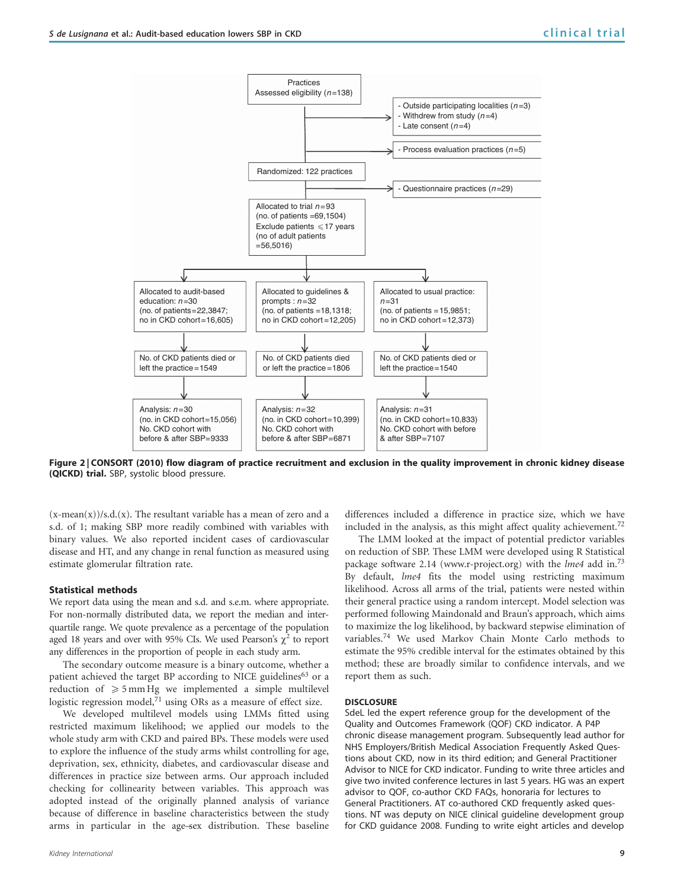Practices
Assessed eligibility ($n$=138)

- Outside participating localities ($n$=3)
- Withdrew from study ($n$=4)
- Late consent ($n$=4)

- Process evaluation practices ($n$=5)

Randomized: 122 practices

- Questionnaire practices ($n$=29)

Allocated to trial $n$=93
(no. of patients =69,1504)
Exclude patients ⩽17 years
(no of adult patients =56,5016)

| Allocated to audit-based education: $n$=30 (no. of patients=22,3847; no in CKD cohort=16,605) | Allocated to guidelines & prompts : $n$=32 (no. of patients =18,1318; no in CKD cohort=12,205) | Allocated to usual practice: $n$=31 (no. of patients =15,9851; no in CKD cohort=12,373) |
|---|---|---|
| No. of CKD patients died or left the practice=1549 | No. of CKD patients died or left the practice=1806 | No. of CKD patients died or left the practice=1540 |
| Analysis: $n$=30 (no. in CKD cohort=15,056) No. CKD cohort with before & after SBP=9333 | Analysis: $n$=32 (no. in CKD cohort=10,399) No. CKD cohort with before & after SBP=6871 | Analysis: $n$=31 (no. in CKD cohort=10,833) No. CKD cohort with before & after SBP=7107 |

**Figure 2 | CONSORT (2010) flow diagram of practice recruitment and exclusion in the quality improvement in chronic kidney disease (QICKD) trial.** SBP, systolic blood pressure.

(x-mean(x))/s.d.(x). The resultant variable has a mean of zero and a s.d. of 1; making SBP more readily combined with variables with binary values. We also reported incident cases of cardiovascular disease and HT, and any change in renal function as measured using estimate glomerular filtration rate.

### Statistical methods

We report data using the mean and s.d. and s.e.m. where appropriate. For non-normally distributed data, we report the median and interquartile range. We quote prevalence as a percentage of the population aged 18 years and over with 95% CIs. We used Pearson's $\chi^2$ to report any differences in the proportion of people in each study arm.

The secondary outcome measure is a binary outcome, whether a patient achieved the target BP according to NICE guidelines[63] or a reduction of ⩾5 mm Hg we implemented a simple multilevel logistic regression model,[71] using ORs as a measure of effect size.

We developed multilevel models using LMMs fitted using restricted maximum likelihood; we applied our models to the whole study arm with CKD and paired BPs. These models were used to explore the influence of the study arms whilst controlling for age, deprivation, sex, ethnicity, diabetes, and cardiovascular disease and differences in practice size between arms. Our approach included checking for collinearity between variables. This approach was adopted instead of the originally planned analysis of variance because of difference in baseline characteristics between the study arms in particular in the age–sex distribution. These baseline differences included a difference in practice size, which we have included in the analysis, as this might affect quality achievement.[72]

The LMM looked at the impact of potential predictor variables on reduction of SBP. These LMM were developed using R Statistical package software 2.14 (www.r-project.org) with the *lme4* add in.[73] By default, *lme4* fits the model using restricting maximum likelihood. Across all arms of the trial, patients were nested within their general practice using a random intercept. Model selection was performed following Maindonald and Braun's approach, which aims to maximize the log likelihood, by backward stepwise elimination of variables.[74] We used Markov Chain Monte Carlo methods to estimate the 95% credible interval for the estimates obtained by this method; these are broadly similar to confidence intervals, and we report them as such.

### DISCLOSURE

SdeL led the expert reference group for the development of the Quality and Outcomes Framework (QOF) CKD indicator. A P4P chronic disease management program. Subsequently lead author for NHS Employers/British Medical Association Frequently Asked Questions about CKD, now in its third edition; and General Practitioner Advisor to NICE for CKD indicator. Funding to write three articles and give two invited conference lectures in last 5 years. HG was an expert advisor to QOF, co-author CKD FAQs, honoraria for lectures to General Practitioners. AT co-authored CKD frequently asked questions. NT was deputy on NICE clinical guideline development group for CKD guidance 2008. Funding to write eight articles and develop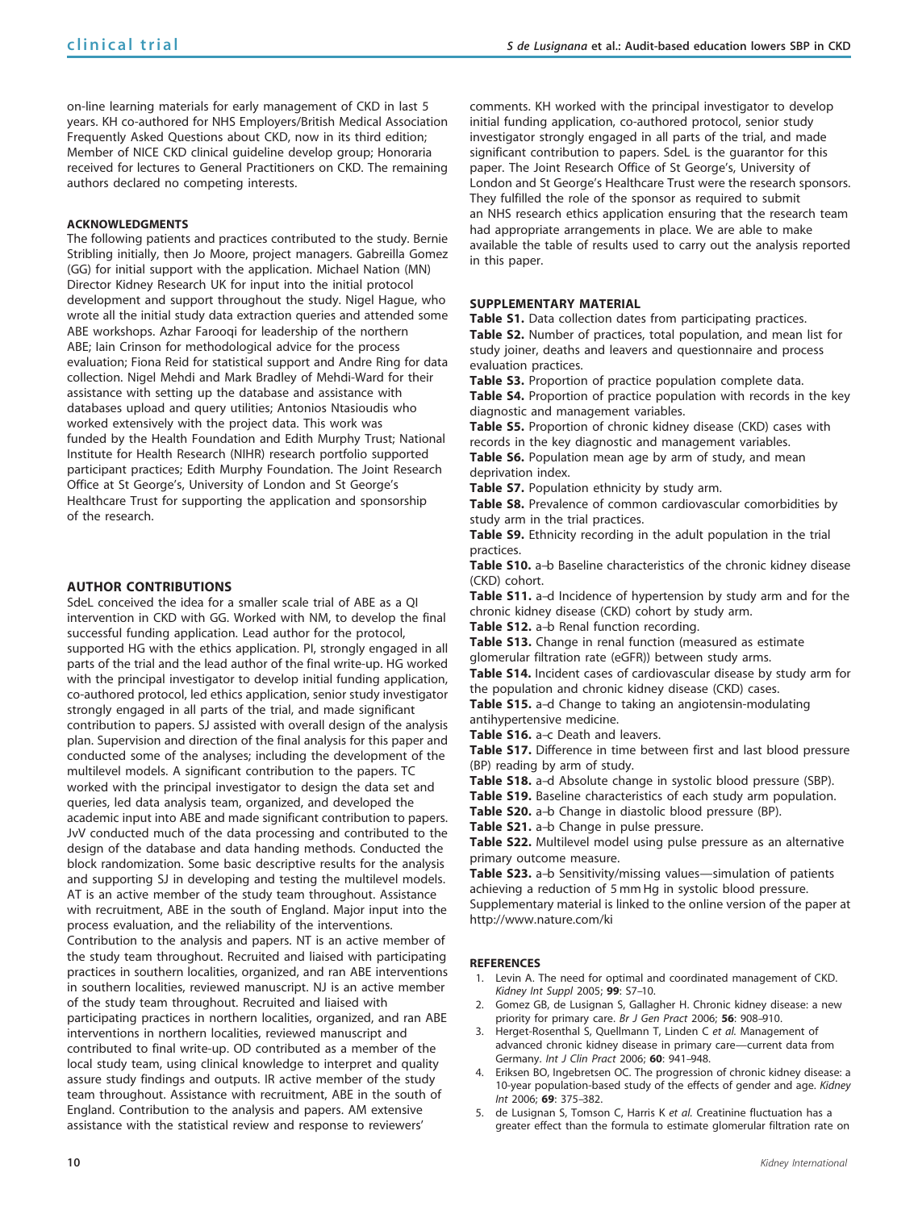on-line learning materials for early management of CKD in last 5 years. KH co-authored for NHS Employers/British Medical Association Frequently Asked Questions about CKD, now in its third edition; Member of NICE CKD clinical guideline develop group; Honoraria received for lectures to General Practitioners on CKD. The remaining authors declared no competing interests.

## ACKNOWLEDGMENTS

The following patients and practices contributed to the study. Bernie Stribling initially, then Jo Moore, project managers. Gabreilla Gomez (GG) for initial support with the application. Michael Nation (MN) Director Kidney Research UK for input into the initial protocol development and support throughout the study. Nigel Hague, who wrote all the initial study data extraction queries and attended some ABE workshops. Azhar Farooqi for leadership of the northern ABE; Iain Crinson for methodological advice for the process evaluation; Fiona Reid for statistical support and Andre Ring for data collection. Nigel Mehdi and Mark Bradley of Mehdi-Ward for their assistance with setting up the database and assistance with databases upload and query utilities; Antonios Ntasioudis who worked extensively with the project data. This work was funded by the Health Foundation and Edith Murphy Trust; National Institute for Health Research (NIHR) research portfolio supported participant practices; Edith Murphy Foundation. The Joint Research Office at St George's, University of London and St George's Healthcare Trust for supporting the application and sponsorship of the research.

## AUTHOR CONTRIBUTIONS

SdeL conceived the idea for a smaller scale trial of ABE as a QI intervention in CKD with GG. Worked with NM, to develop the final successful funding application. Lead author for the protocol, supported HG with the ethics application. PI, strongly engaged in all parts of the trial and the lead author of the final write-up. HG worked with the principal investigator to develop initial funding application, co-authored protocol, led ethics application, senior study investigator strongly engaged in all parts of the trial, and made significant contribution to papers. SJ assisted with overall design of the analysis plan. Supervision and direction of the final analysis for this paper and conducted some of the analyses; including the development of the multilevel models. A significant contribution to the papers. TC worked with the principal investigator to design the data set and queries, led data analysis team, organized, and developed the academic input into ABE and made significant contribution to papers. JvV conducted much of the data processing and contributed to the design of the database and data handing methods. Conducted the block randomization. Some basic descriptive results for the analysis and supporting SJ in developing and testing the multilevel models. AT is an active member of the study team throughout. Assistance with recruitment, ABE in the south of England. Major input into the process evaluation, and the reliability of the interventions. Contribution to the analysis and papers. NT is an active member of the study team throughout. Recruited and liaised with participating practices in southern localities, organized, and ran ABE interventions in southern localities, reviewed manuscript. NJ is an active member of the study team throughout. Recruited and liaised with participating practices in northern localities, organized, and ran ABE interventions in northern localities, reviewed manuscript and contributed to final write-up. OD contributed as a member of the local study team, using clinical knowledge to interpret and quality assure study findings and outputs. IR active member of the study team throughout. Assistance with recruitment, ABE in the south of England. Contribution to the analysis and papers. AM extensive assistance with the statistical review and response to reviewers' comments. KH worked with the principal investigator to develop initial funding application, co-authored protocol, senior study investigator strongly engaged in all parts of the trial, and made significant contribution to papers. SdeL is the guarantor for this paper. The Joint Research Office of St George's, University of London and St George's Healthcare Trust were the research sponsors. They fulfilled the role of the sponsor as required to submit an NHS research ethics application ensuring that the research team had appropriate arrangements in place. We are able to make available the table of results used to carry out the analysis reported in this paper.

## SUPPLEMENTARY MATERIAL

**Table S1.** Data collection dates from participating practices.
**Table S2.** Number of practices, total population, and mean list for study joiner, deaths and leavers and questionnaire and process evaluation practices.
**Table S3.** Proportion of practice population complete data.
**Table S4.** Proportion of practice population with records in the key diagnostic and management variables.
**Table S5.** Proportion of chronic kidney disease (CKD) cases with records in the key diagnostic and management variables.
**Table S6.** Population mean age by arm of study, and mean deprivation index.
**Table S7.** Population ethnicity by study arm.
**Table S8.** Prevalence of common cardiovascular comorbidities by study arm in the trial practices.
**Table S9.** Ethnicity recording in the adult population in the trial practices.
**Table S10.** a–b Baseline characteristics of the chronic kidney disease (CKD) cohort.
**Table S11.** a–d Incidence of hypertension by study arm and for the chronic kidney disease (CKD) cohort by study arm.
**Table S12.** a–b Renal function recording.
**Table S13.** Change in renal function (measured as estimate glomerular filtration rate (eGFR)) between study arms.
**Table S14.** Incident cases of cardiovascular disease by study arm for the population and chronic kidney disease (CKD) cases.
**Table S15.** a–d Change to taking an angiotensin-modulating antihypertensive medicine.
**Table S16.** a–c Death and leavers.
**Table S17.** Difference in time between first and last blood pressure (BP) reading by arm of study.
**Table S18.** a–d Absolute change in systolic blood pressure (SBP).
**Table S19.** Baseline characteristics of each study arm population.
**Table S20.** a–b Change in diastolic blood pressure (BP).
**Table S21.** a–b Change in pulse pressure.
**Table S22.** Multilevel model using pulse pressure as an alternative primary outcome measure.
**Table S23.** a–b Sensitivity/missing values—simulation of patients achieving a reduction of 5 mm Hg in systolic blood pressure.
Supplementary material is linked to the online version of the paper at http://www.nature.com/ki

## REFERENCES

1. Levin A. The need for optimal and coordinated management of CKD. *Kidney Int Suppl* 2005; **99**: S7–10.
2. Gomez GB, de Lusignan S, Gallagher H. Chronic kidney disease: a new priority for primary care. *Br J Gen Pract* 2006; **56**: 908–910.
3. Herget-Rosenthal S, Quellmann T, Linden C *et al.* Management of advanced chronic kidney disease in primary care—current data from Germany. *Int J Clin Pract* 2006; **60**: 941–948.
4. Eriksen BO, Ingebretsen OC. The progression of chronic kidney disease: a 10-year population-based study of the effects of gender and age. *Kidney Int* 2006; **69**: 375–382.
5. de Lusignan S, Tomson C, Harris K *et al.* Creatinine fluctuation has a greater effect than the formula to estimate glomerular filtration rate on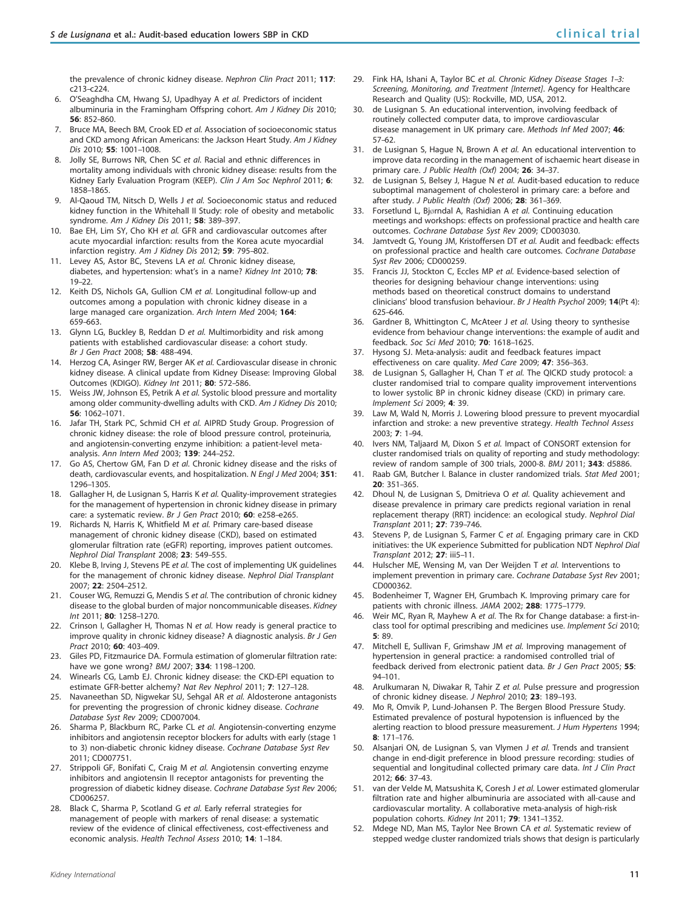the prevalence of chronic kidney disease. *Nephron Clin Pract* 2011; **117**: c213–c224.

6. O'Seaghdha CM, Hwang SJ, Upadhyay A *et al.* Predictors of incident albuminuria in the Framingham Offspring cohort. *Am J Kidney Dis* 2010; **56**: 852–860.
7. Bruce MA, Beech BM, Crook ED *et al.* Association of socioeconomic status and CKD among African Americans: the Jackson Heart Study. *Am J Kidney Dis* 2010; **55**: 1001–1008.
8. Jolly SE, Burrows NR, Chen SC *et al.* Racial and ethnic differences in mortality among individuals with chronic kidney disease: results from the Kidney Early Evaluation Program (KEEP). *Clin J Am Soc Nephrol* 2011; **6**: 1858–1865.
9. Al-Qaoud TM, Nitsch D, Wells J *et al.* Socioeconomic status and reduced kidney function in the Whitehall II Study: role of obesity and metabolic syndrome. *Am J Kidney Dis* 2011; **58**: 389–397.
10. Bae EH, Lim SY, Cho KH *et al.* GFR and cardiovascular outcomes after acute myocardial infarction: results from the Korea acute myocardial infarction registry. *Am J Kidney Dis* 2012; **59**: 795–802.
11. Levey AS, Astor BC, Stevens LA *et al.* Chronic kidney disease, diabetes, and hypertension: what's in a name? *Kidney Int* 2010; **78**: 19–22.
12. Keith DS, Nichols GA, Gullion CM *et al.* Longitudinal follow-up and outcomes among a population with chronic kidney disease in a large managed care organization. *Arch Intern Med* 2004; **164**: 659–663.
13. Glynn LG, Buckley B, Reddan D *et al.* Multimorbidity and risk among patients with established cardiovascular disease: a cohort study. *Br J Gen Pract* 2008; **58**: 488–494.
14. Herzog CA, Asinger RW, Berger AK *et al.* Cardiovascular disease in chronic kidney disease. A clinical update from Kidney Disease: Improving Global Outcomes (KDIGO). *Kidney Int* 2011; **80**: 572–586.
15. Weiss JW, Johnson ES, Petrik A *et al.* Systolic blood pressure and mortality among older community-dwelling adults with CKD. *Am J Kidney Dis* 2010; **56**: 1062–1071.
16. Jafar TH, Stark PC, Schmid CH *et al.* AIPRD Study Group. Progression of chronic kidney disease: the role of blood pressure control, proteinuria, and angiotensin-converting enzyme inhibition: a patient-level meta-analysis. *Ann Intern Med* 2003; **139**: 244–252.
17. Go AS, Chertow GM, Fan D *et al.* Chronic kidney disease and the risks of death, cardiovascular events, and hospitalization. *N Engl J Med* 2004; **351**: 1296–1305.
18. Gallagher H, de Lusignan S, Harris K *et al.* Quality-improvement strategies for the management of hypertension in chronic kidney disease in primary care: a systematic review. *Br J Gen Pract* 2010; **60**: e258–e265.
19. Richards N, Harris K, Whitfield M *et al.* Primary care-based disease management of chronic kidney disease (CKD), based on estimated glomerular filtration rate (eGFR) reporting, improves patient outcomes. *Nephrol Dial Transplant* 2008; **23**: 549–555.
20. Klebe B, Irving J, Stevens PE *et al.* The cost of implementing UK guidelines for the management of chronic kidney disease. *Nephrol Dial Transplant* 2007; **22**: 2504–2512.
21. Couser WG, Remuzzi G, Mendis S *et al.* The contribution of chronic kidney disease to the global burden of major noncommunicable diseases. *Kidney Int* 2011; **80**: 1258–1270.
22. Crinson I, Gallagher H, Thomas N *et al.* How ready is general practice to improve quality in chronic kidney disease? A diagnostic analysis. *Br J Gen Pract* 2010; **60**: 403–409.
23. Giles PD, Fitzmaurice DA. Formula estimation of glomerular filtration rate: have we gone wrong? *BMJ* 2007; **334**: 1198–1200.
24. Winearls CG, Lamb EJ. Chronic kidney disease: the CKD-EPI equation to estimate GFR-better alchemy? *Nat Rev Nephrol* 2011; **7**: 127–128.
25. Navaneethan SD, Nigwekar SU, Sehgal AR *et al.* Aldosterone antagonists for preventing the progression of chronic kidney disease. *Cochrane Database Syst Rev* 2009; CD007004.
26. Sharma P, Blackburn RC, Parke CL *et al.* Angiotensin-converting enzyme inhibitors and angiotensin receptor blockers for adults with early (stage 1 to 3) non-diabetic chronic kidney disease. *Cochrane Database Syst Rev* 2011; CD007751.
27. Strippoli GF, Bonifati C, Craig M *et al.* Angiotensin converting enzyme inhibitors and angiotensin II receptor antagonists for preventing the progression of diabetic kidney disease. *Cochrane Database Syst Rev* 2006; CD006257.
28. Black C, Sharma P, Scotland G *et al.* Early referral strategies for management of people with markers of renal disease: a systematic review of the evidence of clinical effectiveness, cost-effectiveness and economic analysis. *Health Technol Assess* 2010; **14**: 1–184.
29. Fink HA, Ishani A, Taylor BC *et al. Chronic Kidney Disease Stages 1–3: Screening, Monitoring, and Treatment [Internet].* Agency for Healthcare Research and Quality (US): Rockville, MD, USA, 2012.
30. de Lusignan S. An educational intervention, involving feedback of routinely collected computer data, to improve cardiovascular disease management in UK primary care. *Methods Inf Med* 2007; **46**: 57–62.
31. de Lusignan S, Hague N, Brown A *et al.* An educational intervention to improve data recording in the management of ischaemic heart disease in primary care. *J Public Health (Oxf)* 2004; **26**: 34–37.
32. de Lusignan S, Belsey J, Hague N *et al.* Audit-based education to reduce suboptimal management of cholesterol in primary care: a before and after study. *J Public Health (Oxf)* 2006; **28**: 361–369.
33. Forsetlund L, Bjørndal A, Rashidian A *et al.* Continuing education meetings and workshops: effects on professional practice and health care outcomes. *Cochrane Database Syst Rev* 2009; CD003030.
34. Jamtvedt G, Young JM, Kristoffersen DT *et al.* Audit and feedback: effects on professional practice and health care outcomes. *Cochrane Database Syst Rev* 2006; CD000259.
35. Francis JJ, Stockton C, Eccles MP *et al.* Evidence-based selection of theories for designing behaviour change interventions: using methods based on theoretical construct domains to understand clinicians' blood transfusion behaviour. *Br J Health Psychol* 2009; **14**(Pt 4): 625–646.
36. Gardner B, Whittington C, McAteer J *et al.* Using theory to synthesise evidence from behaviour change interventions: the example of audit and feedback. *Soc Sci Med* 2010; **70**: 1618–1625.
37. Hysong SJ. Meta-analysis: audit and feedback features impact effectiveness on care quality. *Med Care* 2009; **47**: 356–363.
38. de Lusignan S, Gallagher H, Chan T *et al.* The QICKD study protocol: a cluster randomised trial to compare quality improvement interventions to lower systolic BP in chronic kidney disease (CKD) in primary care. *Implement Sci* 2009; **4**: 39.
39. Law M, Wald N, Morris J. Lowering blood pressure to prevent myocardial infarction and stroke: a new preventive strategy. *Health Technol Assess* 2003; **7**: 1–94.
40. Ivers NM, Taljaard M, Dixon S *et al.* Impact of CONSORT extension for cluster randomised trials on quality of reporting and study methodology: review of random sample of 300 trials, 2000-8. *BMJ* 2011; **343**: d5886.
41. Raab GM, Butcher I. Balance in cluster randomized trials. *Stat Med* 2001; **20**: 351–365.
42. Dhoul N, de Lusignan S, Dmitrieva O *et al.* Quality achievement and disease prevalence in primary care predicts regional variation in renal replacement therapy (RRT) incidence: an ecological study. *Nephrol Dial Transplant* 2011; **27**: 739–746.
43. Stevens P, de Lusignan S, Farmer C *et al.* Engaging primary care in CKD initiatives: the UK experience Submitted for publication NDT *Nephrol Dial Transplant* 2012; **27**: iii5–11.
44. Hulscher ME, Wensing M, van Der Weijden T *et al.* Interventions to implement prevention in primary care. *Cochrane Database Syst Rev* 2001; CD000362.
45. Bodenheimer T, Wagner EH, Grumbach K. Improving primary care for patients with chronic illness. *JAMA* 2002; **288**: 1775–1779.
46. Weir MC, Ryan R, Mayhew A *et al.* The Rx for Change database: a first-in-class tool for optimal prescribing and medicines use. *Implement Sci* 2010; **5**: 89.
47. Mitchell E, Sullivan F, Grimshaw JM *et al.* Improving management of hypertension in general practice: a randomised controlled trial of feedback derived from electronic patient data. *Br J Gen Pract* 2005; **55**: 94–101.
48. Arulkumaran N, Diwakar R, Tahir Z *et al.* Pulse pressure and progression of chronic kidney disease. *J Nephrol* 2010; **23**: 189–193.
49. Mo R, Omvik P, Lund-Johansen P. The Bergen Blood Pressure Study. Estimated prevalence of postural hypotension is influenced by the alerting reaction to blood pressure measurement. *J Hum Hypertens* 1994; **8**: 171–176.
50. Alsanjari ON, de Lusignan S, van Vlymen J *et al.* Trends and transient change in end-digit preference in blood pressure recording: studies of sequential and longitudinal collected primary care data. *Int J Clin Pract* 2012; **66**: 37–43.
51. van der Velde M, Matsushita K, Coresh J *et al.* Lower estimated glomerular filtration rate and higher albuminuria are associated with all-cause and cardiovascular mortality. A collaborative meta-analysis of high-risk population cohorts. *Kidney Int* 2011; **79**: 1341–1352.
52. Mdege ND, Man MS, Taylor Nee Brown CA *et al.* Systematic review of stepped wedge cluster randomized trials shows that design is particularly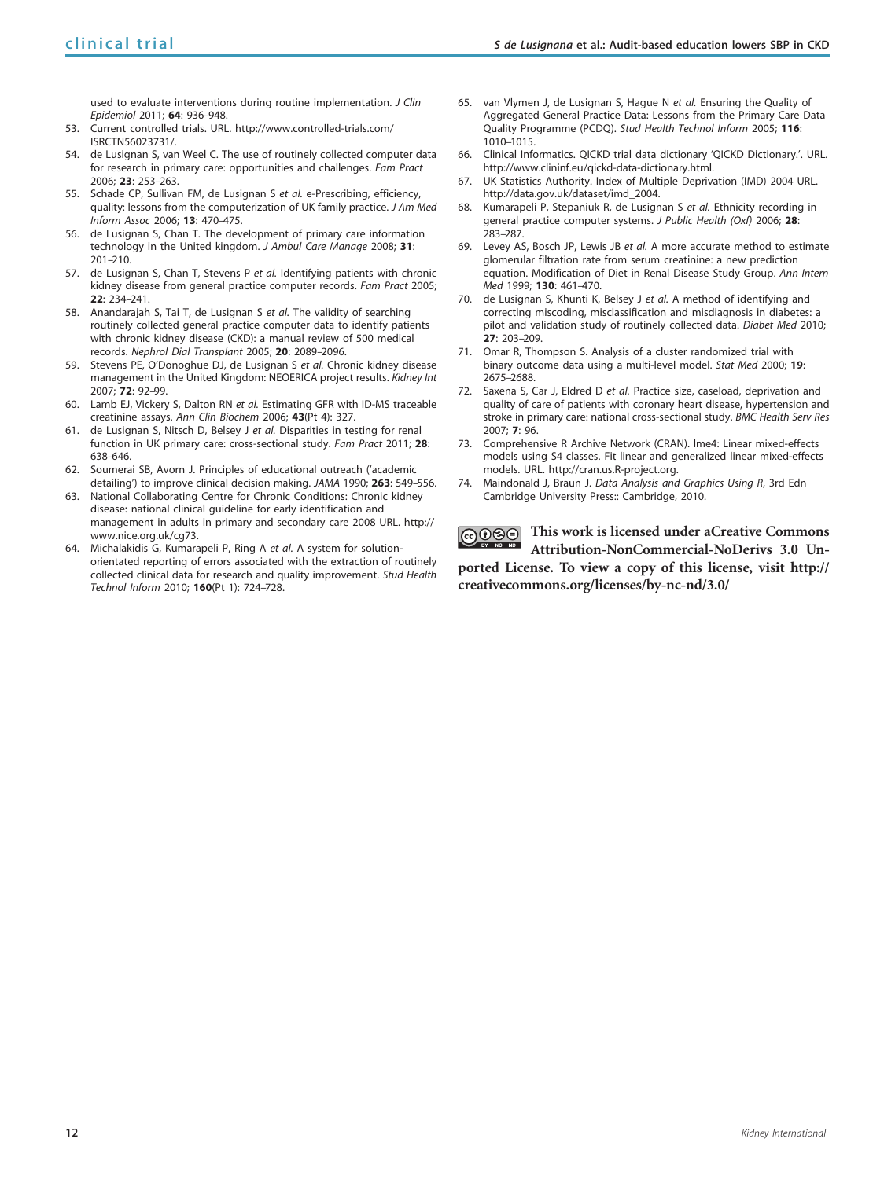used to evaluate interventions during routine implementation. *J Clin Epidemiol* 2011; **64**: 936–948.

53. Current controlled trials. URL. http://www.controlled-trials.com/ISRCTN56023731/.
54. de Lusignan S, van Weel C. The use of routinely collected computer data for research in primary care: opportunities and challenges. *Fam Pract* 2006; **23**: 253–263.
55. Schade CP, Sullivan FM, de Lusignan S *et al.* e-Prescribing, efficiency, quality: lessons from the computerization of UK family practice. *J Am Med Inform Assoc* 2006; **13**: 470–475.
56. de Lusignan S, Chan T. The development of primary care information technology in the United kingdom. *J Ambul Care Manage* 2008; **31**: 201–210.
57. de Lusignan S, Chan T, Stevens P *et al.* Identifying patients with chronic kidney disease from general practice computer records. *Fam Pract* 2005; **22**: 234–241.
58. Anandarajah S, Tai T, de Lusignan S *et al.* The validity of searching routinely collected general practice computer data to identify patients with chronic kidney disease (CKD): a manual review of 500 medical records. *Nephrol Dial Transplant* 2005; **20**: 2089–2096.
59. Stevens PE, O'Donoghue DJ, de Lusignan S *et al.* Chronic kidney disease management in the United Kingdom: NEOERICA project results. *Kidney Int* 2007; **72**: 92–99.
60. Lamb EJ, Vickery S, Dalton RN *et al.* Estimating GFR with ID-MS traceable creatinine assays. *Ann Clin Biochem* 2006; **43**(Pt 4): 327.
61. de Lusignan S, Nitsch D, Belsey J *et al.* Disparities in testing for renal function in UK primary care: cross-sectional study. *Fam Pract* 2011; **28**: 638–646.
62. Soumerai SB, Avorn J. Principles of educational outreach ('academic detailing') to improve clinical decision making. *JAMA* 1990; **263**: 549–556.
63. National Collaborating Centre for Chronic Conditions: Chronic kidney disease: national clinical guideline for early identification and management in adults in primary and secondary care 2008 URL. http://www.nice.org.uk/cg73.
64. Michalakidis G, Kumarapeli P, Ring A *et al.* A system for solution-orientated reporting of errors associated with the extraction of routinely collected clinical data for research and quality improvement. *Stud Health Technol Inform* 2010; **160**(Pt 1): 724–728.
65. van Vlymen J, de Lusignan S, Hague N *et al.* Ensuring the Quality of Aggregated General Practice Data: Lessons from the Primary Care Data Quality Programme (PCDQ). *Stud Health Technol Inform* 2005; **116**: 1010–1015.
66. Clinical Informatics. QICKD trial data dictionary 'QICKD Dictionary.'. URL. http://www.clininf.eu/qickd-data-dictionary.html.
67. UK Statistics Authority. Index of Multiple Deprivation (IMD) 2004 URL. http://data.gov.uk/dataset/imd_2004.
68. Kumarapeli P, Stepaniuk R, de Lusignan S *et al.* Ethnicity recording in general practice computer systems. *J Public Health (Oxf)* 2006; **28**: 283–287.
69. Levey AS, Bosch JP, Lewis JB *et al.* A more accurate method to estimate glomerular filtration rate from serum creatinine: a new prediction equation. Modification of Diet in Renal Disease Study Group. *Ann Intern Med* 1999; **130**: 461–470.
70. de Lusignan S, Khunti K, Belsey J *et al.* A method of identifying and correcting miscoding, misclassification and misdiagnosis in diabetes: a pilot and validation study of routinely collected data. *Diabet Med* 2010; **27**: 203–209.
71. Omar R, Thompson S. Analysis of a cluster randomized trial with binary outcome data using a multi-level model. *Stat Med* 2000; **19**: 2675–2688.
72. Saxena S, Car J, Eldred D *et al.* Practice size, caseload, deprivation and quality of care of patients with coronary heart disease, hypertension and stroke in primary care: national cross-sectional study. *BMC Health Serv Res* 2007; **7**: 96.
73. Comprehensive R Archive Network (CRAN). lme4: Linear mixed-effects models using S4 classes. Fit linear and generalized linear mixed-effects models. URL. http://cran.us.R-project.org.
74. Maindonald J, Braun J. *Data Analysis and Graphics Using R*, 3rd Edn Cambridge University Press:: Cambridge, 2010.

**This work is licensed under aCreative Commons Attribution-NonCommercial-NoDerivs 3.0 Unported License. To view a copy of this license, visit http://creativecommons.org/licenses/by-nc-nd/3.0/**